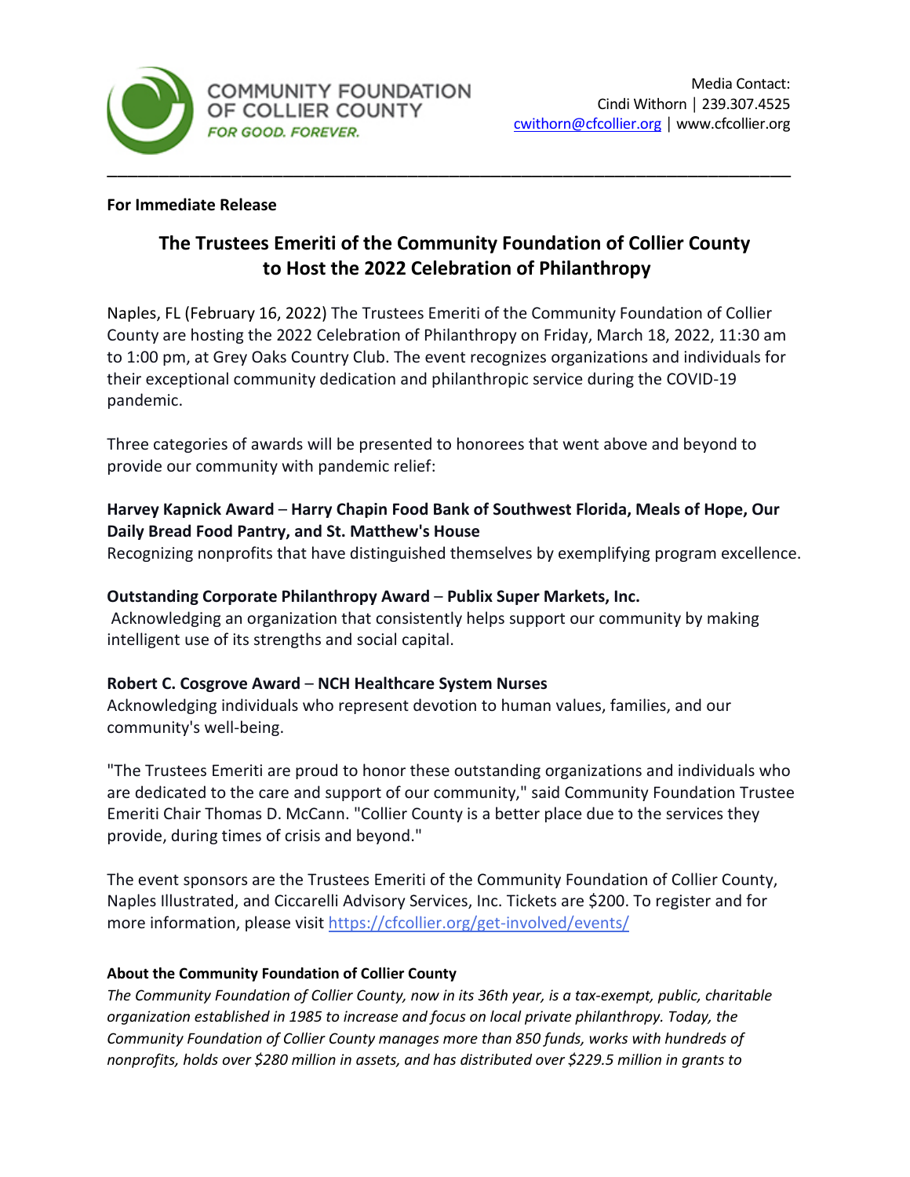COMMUNITY FOUNDATION OF COLLIER COUNTY
*FOR GOOD. FOREVER.*

Media Contact:
Cindi Withorn | 239.307.4525
cwithorn@cfcollier.org | www.cfcollier.org

---

**For Immediate Release**

# The Trustees Emeriti of the Community Foundation of Collier County to Host the 2022 Celebration of Philanthropy

Naples, FL (February 16, 2022) The Trustees Emeriti of the Community Foundation of Collier County are hosting the 2022 Celebration of Philanthropy on Friday, March 18, 2022, 11:30 am to 1:00 pm, at Grey Oaks Country Club. The event recognizes organizations and individuals for their exceptional community dedication and philanthropic service during the COVID-19 pandemic.

Three categories of awards will be presented to honorees that went above and beyond to provide our community with pandemic relief:

**Harvey Kapnick Award – Harry Chapin Food Bank of Southwest Florida, Meals of Hope, Our Daily Bread Food Pantry, and St. Matthew's House**
Recognizing nonprofits that have distinguished themselves by exemplifying program excellence.

**Outstanding Corporate Philanthropy Award – Publix Super Markets, Inc.**
Acknowledging an organization that consistently helps support our community by making intelligent use of its strengths and social capital.

**Robert C. Cosgrove Award – NCH Healthcare System Nurses**
Acknowledging individuals who represent devotion to human values, families, and our community's well-being.

"The Trustees Emeriti are proud to honor these outstanding organizations and individuals who are dedicated to the care and support of our community," said Community Foundation Trustee Emeriti Chair Thomas D. McCann. "Collier County is a better place due to the services they provide, during times of crisis and beyond."

The event sponsors are the Trustees Emeriti of the Community Foundation of Collier County, Naples Illustrated, and Ciccarelli Advisory Services, Inc. Tickets are $200. To register and for more information, please visit https://cfcollier.org/get-involved/events/

**About the Community Foundation of Collier County**
*The Community Foundation of Collier County, now in its 36th year, is a tax-exempt, public, charitable organization established in 1985 to increase and focus on local private philanthropy. Today, the Community Foundation of Collier County manages more than 850 funds, works with hundreds of nonprofits, holds over $280 million in assets, and has distributed over $229.5 million in grants to*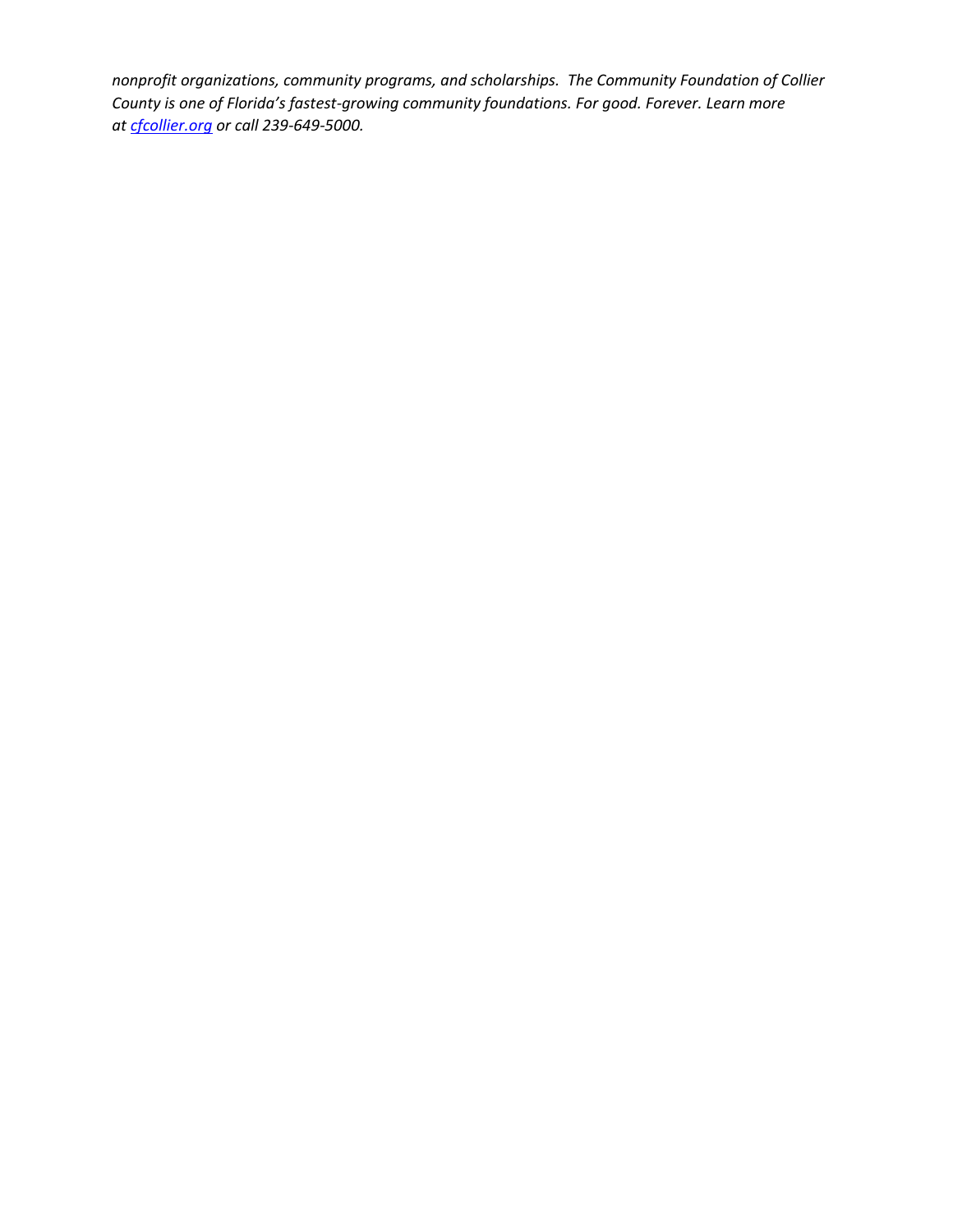*nonprofit organizations, community programs, and scholarships. The Community Foundation of Collier County is one of Florida's fastest-growing community foundations. For good. Forever. Learn more at [cfcollier.org](cfcollier.org) or call 239-649-5000.*